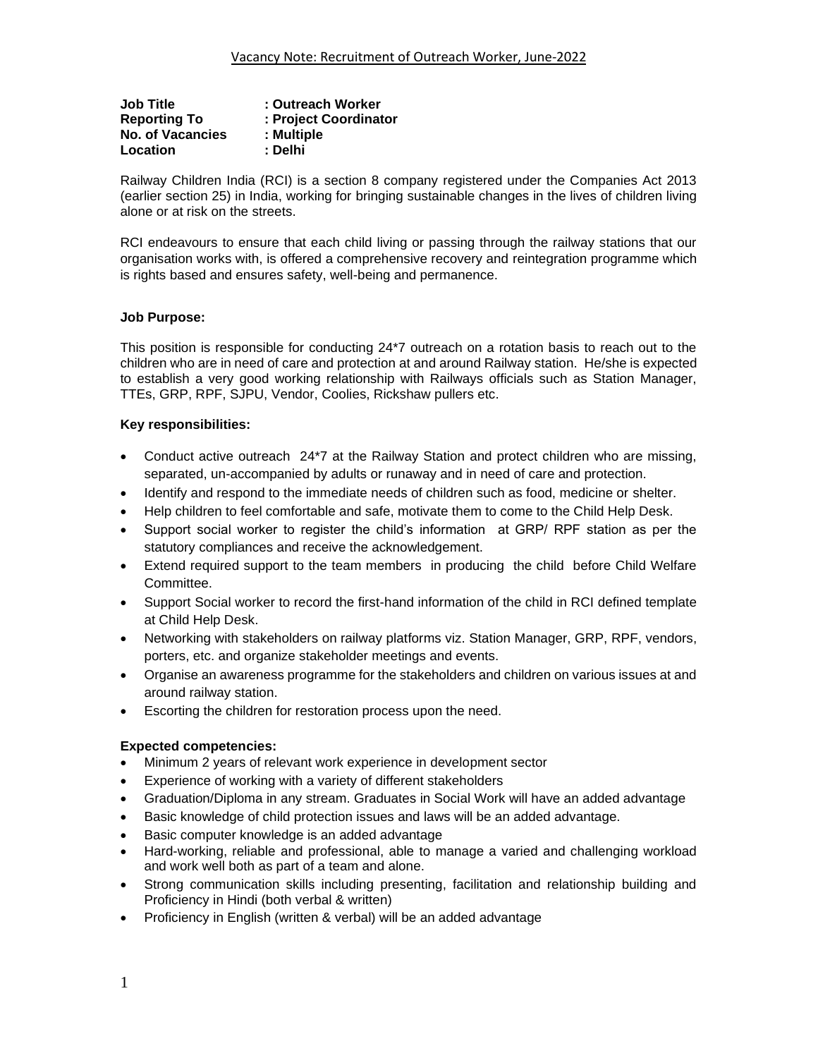# Vacancy Note: Recruitment of Outreach Worker, June-2022

**Job Title** : **Outreach Worker**
**Reporting To** : **Project Coordinator**
**No. of Vacancies** : **Multiple**
**Location** : **Delhi**

Railway Children India (RCI) is a section 8 company registered under the Companies Act 2013 (earlier section 25) in India, working for bringing sustainable changes in the lives of children living alone or at risk on the streets.

RCI endeavours to ensure that each child living or passing through the railway stations that our organisation works with, is offered a comprehensive recovery and reintegration programme which is rights based and ensures safety, well-being and permanence.

**Job Purpose:**

This position is responsible for conducting 24*7 outreach on a rotation basis to reach out to the children who are in need of care and protection at and around Railway station. He/she is expected to establish a very good working relationship with Railways officials such as Station Manager, TTEs, GRP, RPF, SJPU, Vendor, Coolies, Rickshaw pullers etc.

**Key responsibilities:**

- Conduct active outreach 24*7 at the Railway Station and protect children who are missing, separated, un-accompanied by adults or runaway and in need of care and protection.
- Identify and respond to the immediate needs of children such as food, medicine or shelter.
- Help children to feel comfortable and safe, motivate them to come to the Child Help Desk.
- Support social worker to register the child's information at GRP/ RPF station as per the statutory compliances and receive the acknowledgement.
- Extend required support to the team members in producing the child before Child Welfare Committee.
- Support Social worker to record the first-hand information of the child in RCI defined template at Child Help Desk.
- Networking with stakeholders on railway platforms viz. Station Manager, GRP, RPF, vendors, porters, etc. and organize stakeholder meetings and events.
- Organise an awareness programme for the stakeholders and children on various issues at and around railway station.
- Escorting the children for restoration process upon the need.

**Expected competencies:**

- Minimum 2 years of relevant work experience in development sector
- Experience of working with a variety of different stakeholders
- Graduation/Diploma in any stream. Graduates in Social Work will have an added advantage
- Basic knowledge of child protection issues and laws will be an added advantage.
- Basic computer knowledge is an added advantage
- Hard-working, reliable and professional, able to manage a varied and challenging workload and work well both as part of a team and alone.
- Strong communication skills including presenting, facilitation and relationship building and Proficiency in Hindi (both verbal & written)
- Proficiency in English (written & verbal) will be an added advantage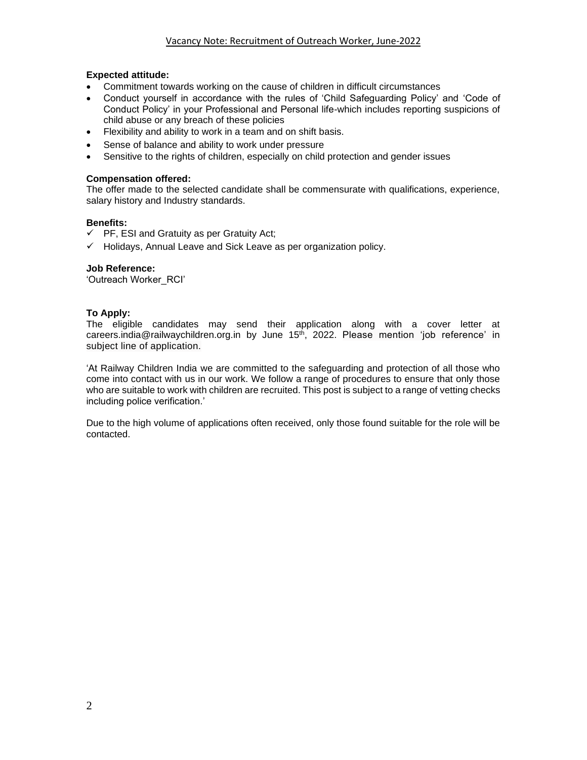**Expected attitude:**

- Commitment towards working on the cause of children in difficult circumstances
- Conduct yourself in accordance with the rules of 'Child Safeguarding Policy' and 'Code of Conduct Policy' in your Professional and Personal life-which includes reporting suspicions of child abuse or any breach of these policies
- Flexibility and ability to work in a team and on shift basis.
- Sense of balance and ability to work under pressure
- Sensitive to the rights of children, especially on child protection and gender issues

**Compensation offered:**

The offer made to the selected candidate shall be commensurate with qualifications, experience, salary history and Industry standards.

**Benefits:**

- ✓ PF, ESI and Gratuity as per Gratuity Act;
- ✓ Holidays, Annual Leave and Sick Leave as per organization policy.

**Job Reference:**

'Outreach Worker_RCI'

**To Apply:**

The eligible candidates may send their application along with a cover letter at careers.india@railwaychildren.org.in by June 15th, 2022. Please mention 'job reference' in subject line of application.

'At Railway Children India we are committed to the safeguarding and protection of all those who come into contact with us in our work. We follow a range of procedures to ensure that only those who are suitable to work with children are recruited. This post is subject to a range of vetting checks including police verification.'

Due to the high volume of applications often received, only those found suitable for the role will be contacted.